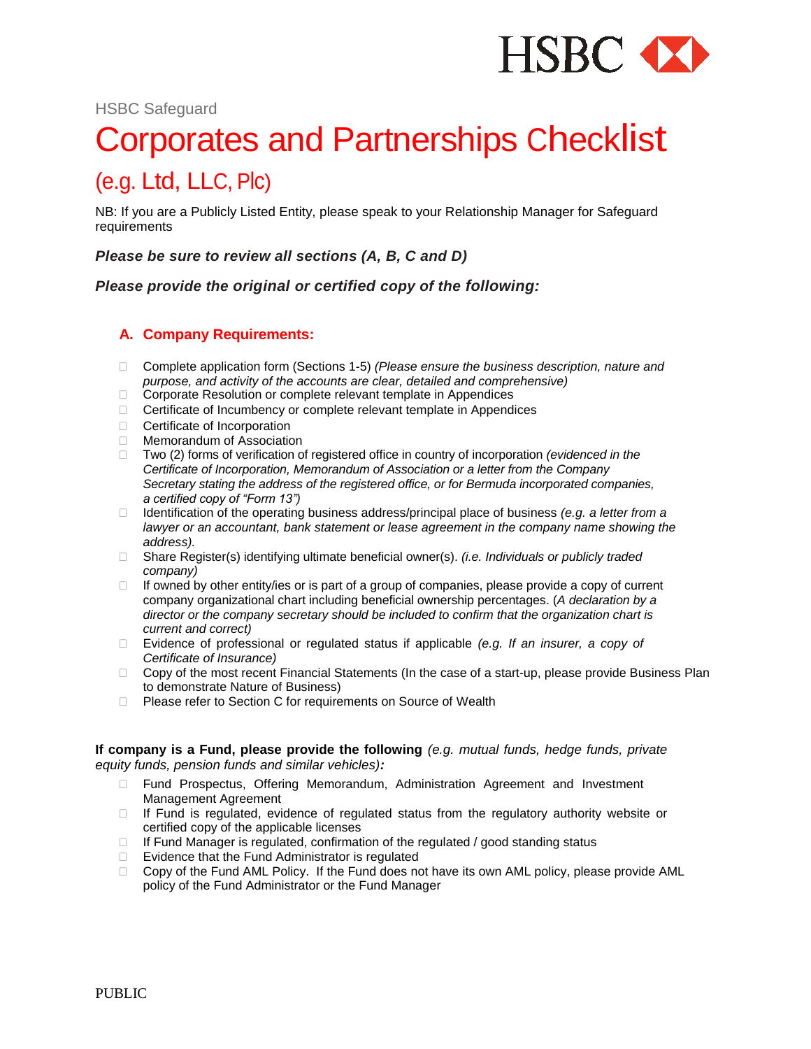HSBC Safeguard

# Corporates and Partnerships Checklist

## (e.g. Ltd, LLC, Plc)

NB: If you are a Publicly Listed Entity, please speak to your Relationship Manager for Safeguard requirements

***Please be sure to review all sections (A, B, C and D)***

***Please provide the original or certified copy of the following:***

### A. Company Requirements:

- Complete application form (Sections 1-5) *(Please ensure the business description, nature and purpose, and activity of the accounts are clear, detailed and comprehensive)*
- Corporate Resolution or complete relevant template in Appendices
- Certificate of Incumbency or complete relevant template in Appendices
- Certificate of Incorporation
- Memorandum of Association
- Two (2) forms of verification of registered office in country of incorporation *(evidenced in the Certificate of Incorporation, Memorandum of Association or a letter from the Company Secretary stating the address of the registered office, or for Bermuda incorporated companies, a certified copy of "Form 13")*
- Identification of the operating business address/principal place of business *(e.g. a letter from a lawyer or an accountant, bank statement or lease agreement in the company name showing the address).*
- Share Register(s) identifying ultimate beneficial owner(s). *(i.e. Individuals or publicly traded company)*
- If owned by other entity/ies or is part of a group of companies, please provide a copy of current company organizational chart including beneficial ownership percentages. (*A declaration by a director or the company secretary should be included to confirm that the organization chart is current and correct)*
- Evidence of professional or regulated status if applicable *(e.g. If an insurer, a copy of Certificate of Insurance)*
- Copy of the most recent Financial Statements (In the case of a start-up, please provide Business Plan to demonstrate Nature of Business)
- Please refer to Section C for requirements on Source of Wealth

**If company is a Fund, please provide the following** *(e.g. mutual funds, hedge funds, private equity funds, pension funds and similar vehicles)**:***

- Fund Prospectus, Offering Memorandum, Administration Agreement and Investment Management Agreement
- If Fund is regulated, evidence of regulated status from the regulatory authority website or certified copy of the applicable licenses
- If Fund Manager is regulated, confirmation of the regulated / good standing status
- Evidence that the Fund Administrator is regulated
- Copy of the Fund AML Policy. If the Fund does not have its own AML policy, please provide AML policy of the Fund Administrator or the Fund Manager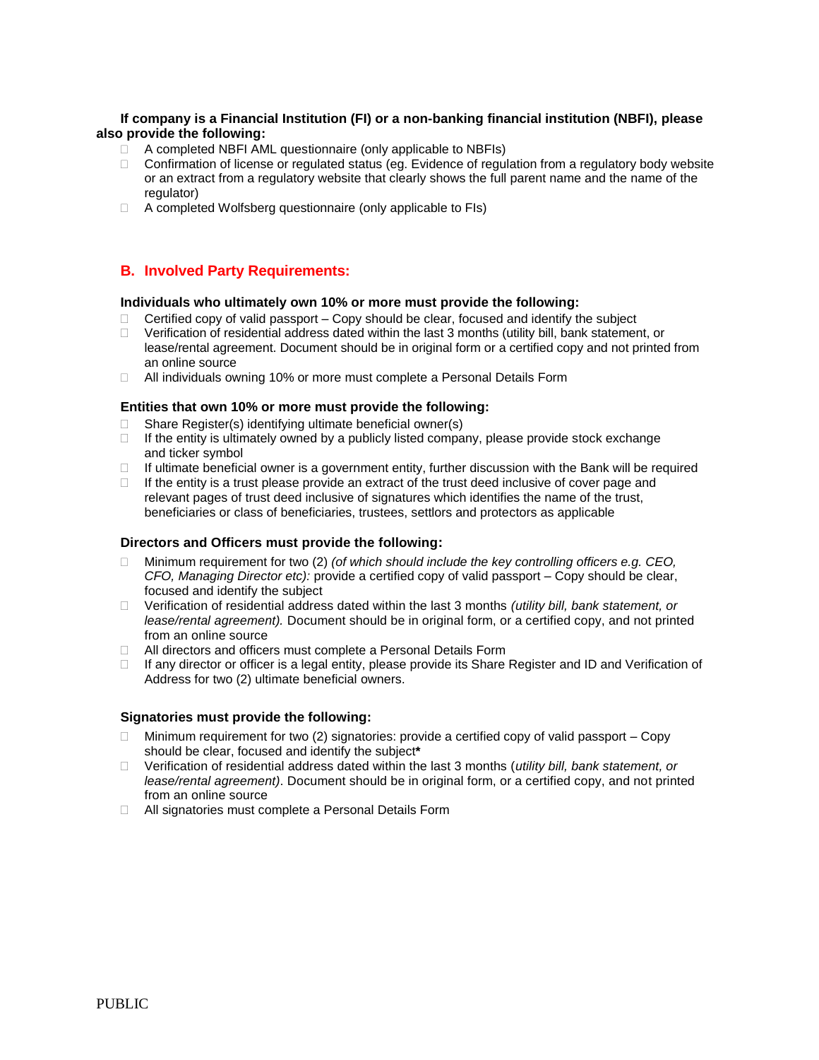**If company is a Financial Institution (FI) or a non-banking financial institution (NBFI), please also provide the following:**

- A completed NBFI AML questionnaire (only applicable to NBFIs)
- Confirmation of license or regulated status (eg. Evidence of regulation from a regulatory body website or an extract from a regulatory website that clearly shows the full parent name and the name of the regulator)
- A completed Wolfsberg questionnaire (only applicable to FIs)

## B. Involved Party Requirements:

**Individuals who ultimately own 10% or more must provide the following:**

- Certified copy of valid passport – Copy should be clear, focused and identify the subject
- Verification of residential address dated within the last 3 months (utility bill, bank statement, or lease/rental agreement. Document should be in original form or a certified copy and not printed from an online source
- All individuals owning 10% or more must complete a Personal Details Form

**Entities that own 10% or more must provide the following:**

- Share Register(s) identifying ultimate beneficial owner(s)
- If the entity is ultimately owned by a publicly listed company, please provide stock exchange and ticker symbol
- If ultimate beneficial owner is a government entity, further discussion with the Bank will be required
- If the entity is a trust please provide an extract of the trust deed inclusive of cover page and relevant pages of trust deed inclusive of signatures which identifies the name of the trust, beneficiaries or class of beneficiaries, trustees, settlors and protectors as applicable

**Directors and Officers must provide the following:**

- Minimum requirement for two (2) *(of which should include the key controlling officers e.g. CEO, CFO, Managing Director etc):* provide a certified copy of valid passport – Copy should be clear, focused and identify the subject
- Verification of residential address dated within the last 3 months *(utility bill, bank statement, or lease/rental agreement).* Document should be in original form, or a certified copy, and not printed from an online source
- All directors and officers must complete a Personal Details Form
- If any director or officer is a legal entity, please provide its Share Register and ID and Verification of Address for two (2) ultimate beneficial owners.

**Signatories must provide the following:**

- Minimum requirement for two (2) signatories: provide a certified copy of valid passport – Copy should be clear, focused and identify the subject**\***
- Verification of residential address dated within the last 3 months (*utility bill, bank statement, or lease/rental agreement)*. Document should be in original form, or a certified copy, and not printed from an online source
- All signatories must complete a Personal Details Form

PUBLIC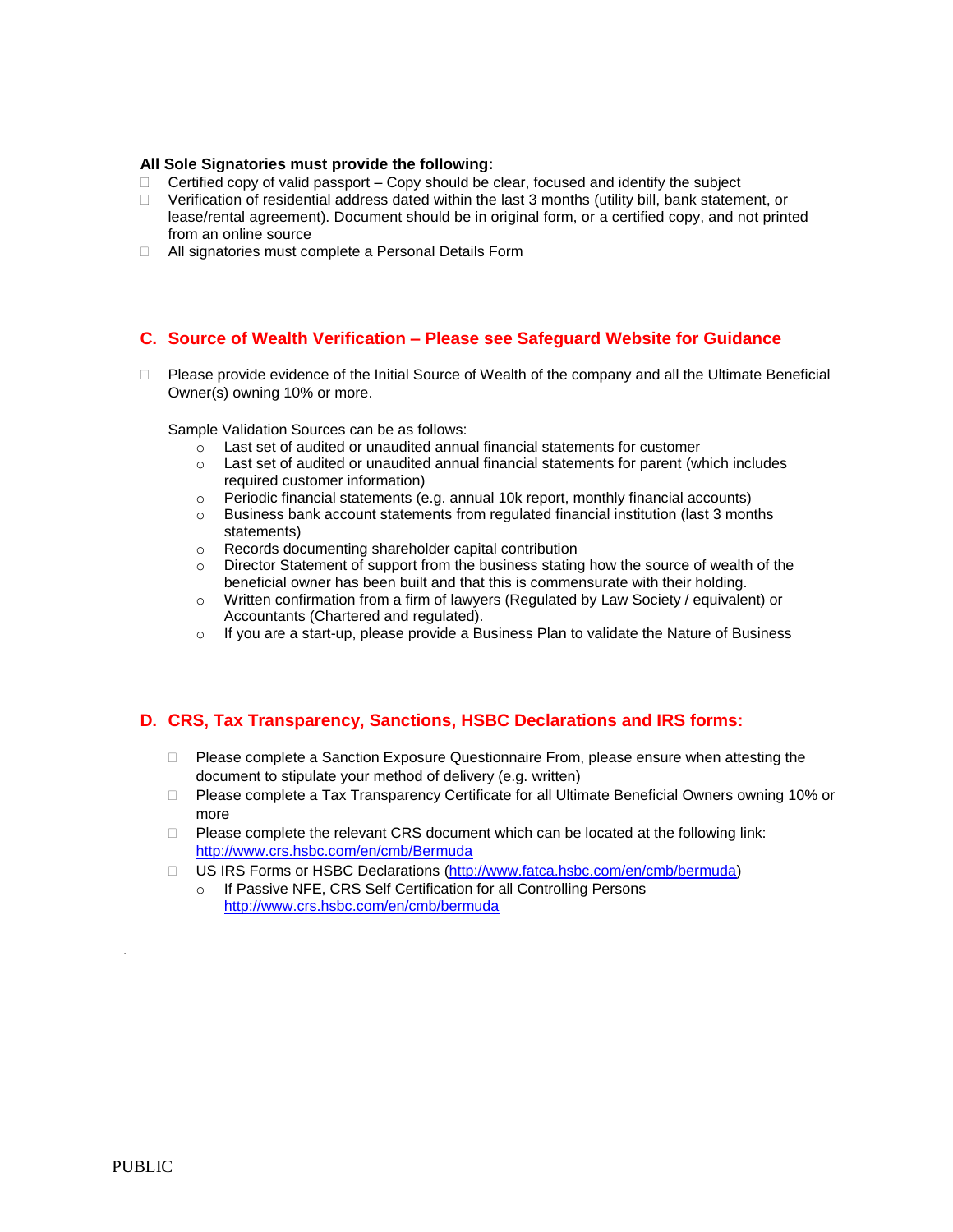**All Sole Signatories must provide the following:**

- Certified copy of valid passport – Copy should be clear, focused and identify the subject
- Verification of residential address dated within the last 3 months (utility bill, bank statement, or lease/rental agreement). Document should be in original form, or a certified copy, and not printed from an online source
- All signatories must complete a Personal Details Form

## C. Source of Wealth Verification – Please see Safeguard Website for Guidance

- Please provide evidence of the Initial Source of Wealth of the company and all the Ultimate Beneficial Owner(s) owning 10% or more.

  Sample Validation Sources can be as follows:

  - Last set of audited or unaudited annual financial statements for customer
  - Last set of audited or unaudited annual financial statements for parent (which includes required customer information)
  - Periodic financial statements (e.g. annual 10k report, monthly financial accounts)
  - Business bank account statements from regulated financial institution (last 3 months statements)
  - Records documenting shareholder capital contribution
  - Director Statement of support from the business stating how the source of wealth of the beneficial owner has been built and that this is commensurate with their holding.
  - Written confirmation from a firm of lawyers (Regulated by Law Society / equivalent) or Accountants (Chartered and regulated).
  - If you are a start-up, please provide a Business Plan to validate the Nature of Business

## D. CRS, Tax Transparency, Sanctions, HSBC Declarations and IRS forms:

- Please complete a Sanction Exposure Questionnaire From, please ensure when attesting the document to stipulate your method of delivery (e.g. written)
- Please complete a Tax Transparency Certificate for all Ultimate Beneficial Owners owning 10% or more
- Please complete the relevant CRS document which can be located at the following link: http://www.crs.hsbc.com/en/cmb/Bermuda
- US IRS Forms or HSBC Declarations (http://www.fatca.hsbc.com/en/cmb/bermuda)
  - If Passive NFE, CRS Self Certification for all Controlling Persons http://www.crs.hsbc.com/en/cmb/bermuda